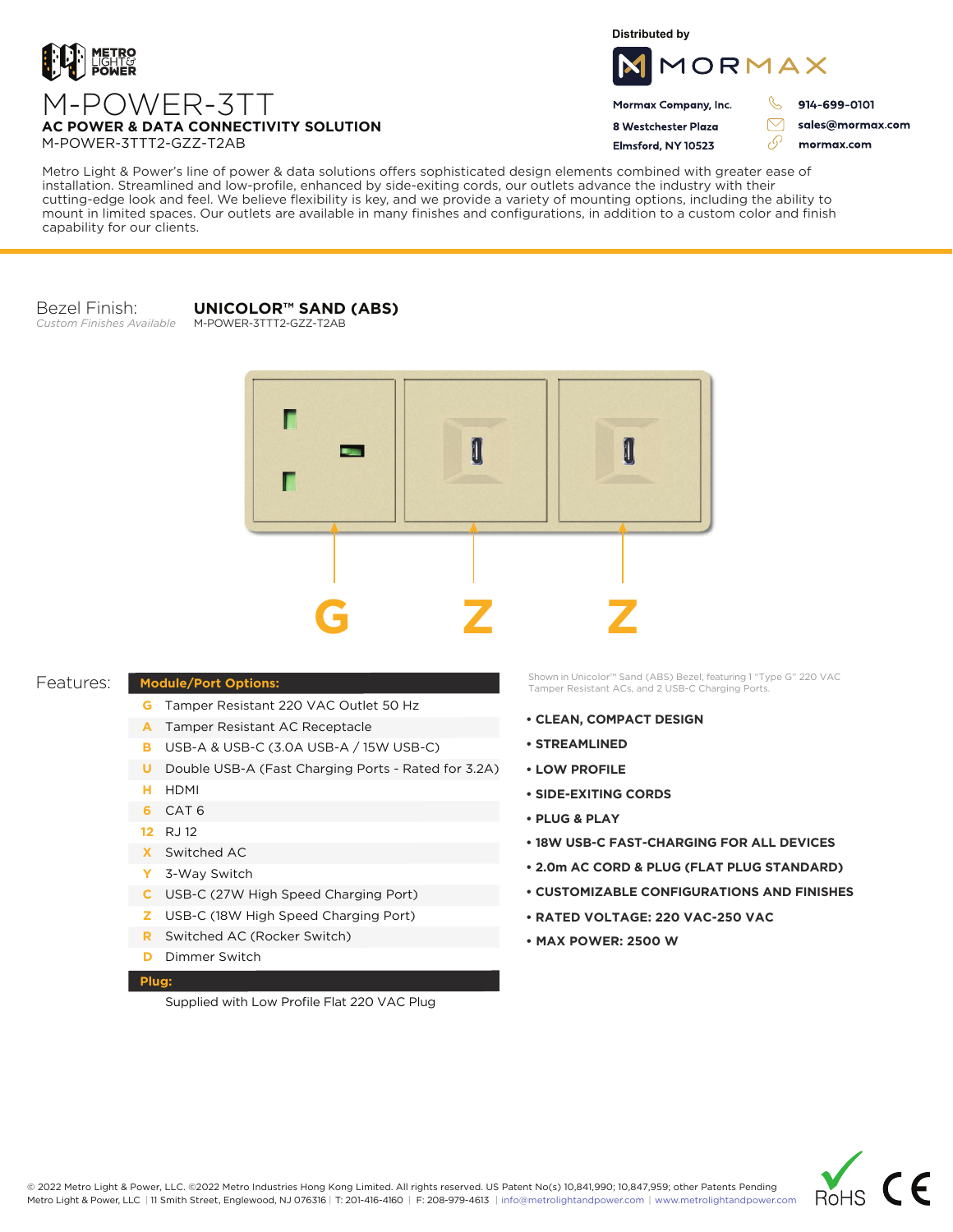METRO LIGHT & POWER

# M-POWER-3TT

**AC POWER & DATA CONNECTIVITY SOLUTION**

M-POWER-3TTT2-GZZ-T2AB

Distributed by

MORMAX

**Mormax Company, Inc.**
**8 Westchester Plaza**
**Elmsford, NY 10523**

**914-699-0101**
**sales@mormax.com**
**mormax.com**

Metro Light & Power's line of power & data solutions offers sophisticated design elements combined with greater ease of installation. Streamlined and low-profile, enhanced by side-exiting cords, our outlets advance the industry with their cutting-edge look and feel. We believe flexibility is key, and we provide a variety of mounting options, including the ability to mount in limited spaces. Our outlets are available in many finishes and configurations, in addition to a custom color and finish capability for our clients.

Bezel Finish: **UNICOLOR™ SAND (ABS)**
*Custom Finishes Available* M-POWER-3TTT2-GZZ-T2AB

**G Z Z**

Features:

| Module/Port Options: | |
|---|---|
| G | Tamper Resistant 220 VAC Outlet 50 Hz |
| A | Tamper Resistant AC Receptacle |
| B | USB-A & USB-C (3.0A USB-A / 15W USB-C) |
| U | Double USB-A (Fast Charging Ports - Rated for 3.2A) |
| H | HDMI |
| 6 | CAT 6 |
| 12 | RJ 12 |
| X | Switched AC |
| Y | 3-Way Switch |
| C | USB-C (27W High Speed Charging Port) |
| Z | USB-C (18W High Speed Charging Port) |
| R | Switched AC (Rocker Switch) |
| D | Dimmer Switch |

**Plug:**

Supplied with Low Profile Flat 220 VAC Plug

Shown in Unicolor™ Sand (ABS) Bezel, featuring 1 "Type G" 220 VAC Tamper Resistant ACs, and 2 USB-C Charging Ports.

- **CLEAN, COMPACT DESIGN**
- **STREAMLINED**
- **LOW PROFILE**
- **SIDE-EXITING CORDS**
- **PLUG & PLAY**
- **18W USB-C FAST-CHARGING FOR ALL DEVICES**
- **2.0m AC CORD & PLUG (FLAT PLUG STANDARD)**
- **CUSTOMIZABLE CONFIGURATIONS AND FINISHES**
- **RATED VOLTAGE: 220 VAC-250 VAC**
- **MAX POWER: 2500 W**

© 2022 Metro Light & Power, LLC. ©2022 Metro Industries Hong Kong Limited. All rights reserved. US Patent No(s) 10,841,990; 10,847,959; other Patents Pending
Metro Light & Power, LLC | 11 Smith Street, Englewood, NJ 076316 | T: 201-416-4160 | F: 208-979-4613 | info@metrolightandpower.com | www.metrolightandpower.com

RoHS CE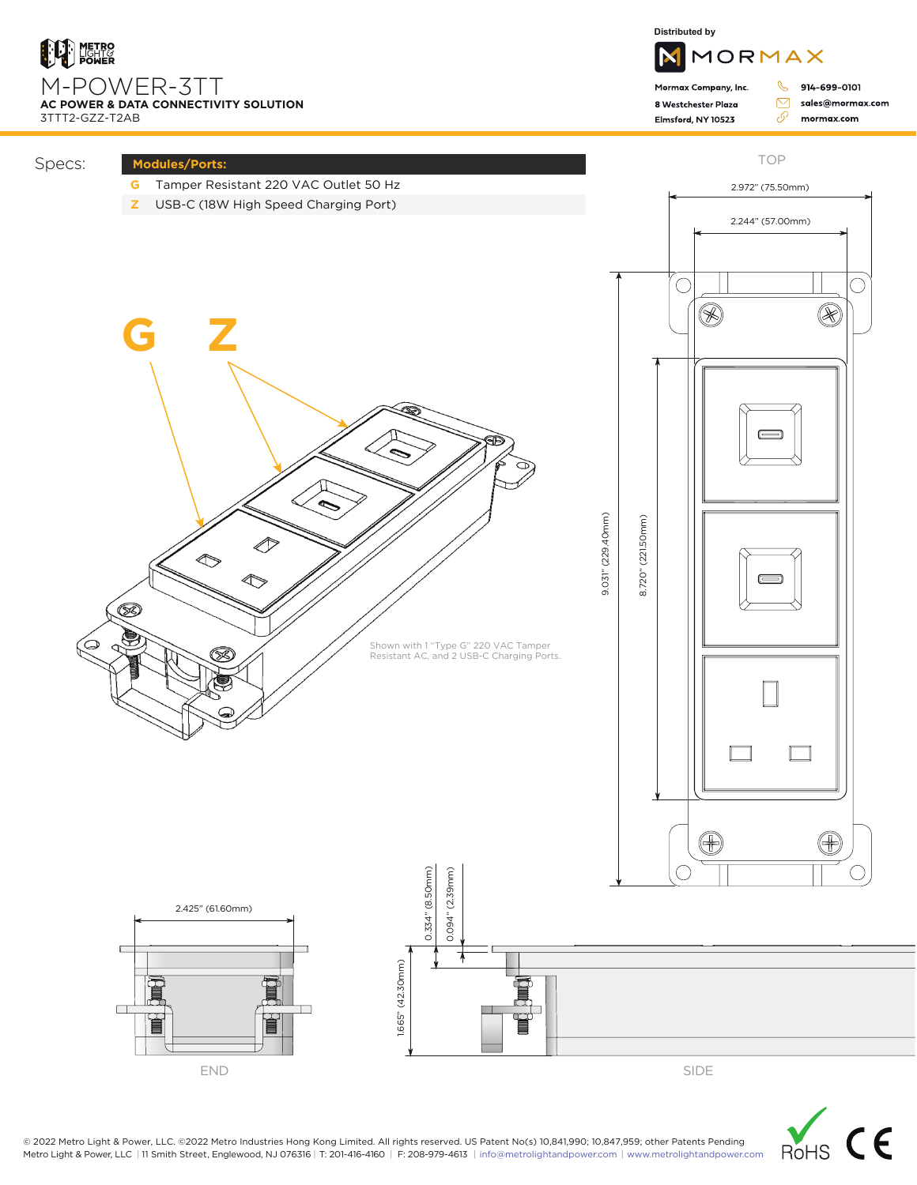# M-POWER-3TT

**AC POWER & DATA CONNECTIVITY SOLUTION**

3TTT2-GZZ-T2AB

Distributed by

MORMAX

Mormax Company, Inc.
8 Westchester Plaza
Elmsford, NY 10523

914-699-0101
sales@mormax.com
mormax.com

## Specs:

| Modules/Ports: | |
|---|---|
| G | Tamper Resistant 220 VAC Outlet 50 Hz |
| Z | USB-C (18W High Speed Charging Port) |

G Z

Shown with 1 "Type G" 220 VAC Tamper Resistant AC, and 2 USB-C Charging Ports.

TOP

2.972" (75.50mm)

2.244" (57.00mm)

9.031" (229.40mm)

8.720" (221.50mm)

2.425" (61.60mm)

END

0.334" (8.50mm)

0.094" (2.39mm)

1.665" (42.30mm)

SIDE

© 2022 Metro Light & Power, LLC. ©2022 Metro Industries Hong Kong Limited. All rights reserved. US Patent No(s) 10,841,990; 10,847,959; other Patents Pending

Metro Light & Power, LLC | 11 Smith Street, Englewood, NJ 076316 | T: 201-416-4160 | F: 208-979-4613 | info@metrolightandpower.com | www.metrolightandpower.com

RoHS CE